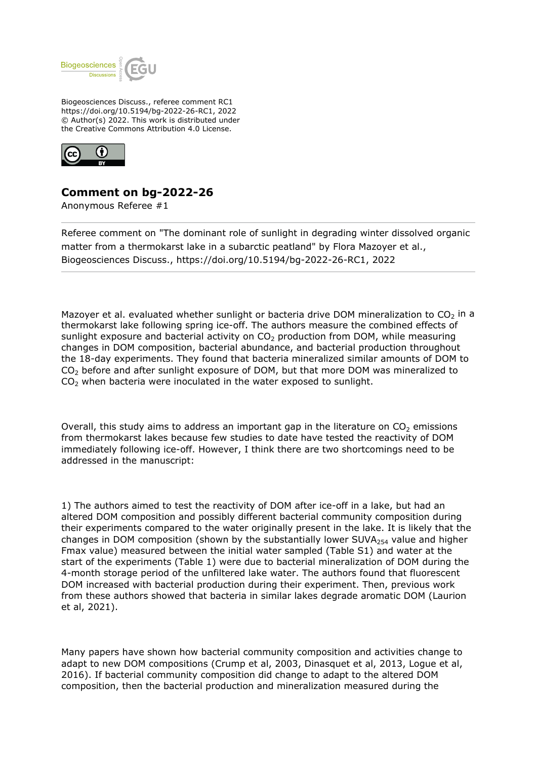Biogeosciences Discuss., referee comment RC1
https://doi.org/10.5194/bg-2022-26-RC1, 2022
© Author(s) 2022. This work is distributed under
the Creative Commons Attribution 4.0 License.

## Comment on bg-2022-26

Anonymous Referee #1

---

Referee comment on "The dominant role of sunlight in degrading winter dissolved organic matter from a thermokarst lake in a subarctic peatland" by Flora Mazoyer et al., Biogeosciences Discuss., https://doi.org/10.5194/bg-2022-26-RC1, 2022

---

Mazoyer et al. evaluated whether sunlight or bacteria drive DOM mineralization to $CO_2$ in a thermokarst lake following spring ice-off. The authors measure the combined effects of sunlight exposure and bacterial activity on $CO_2$ production from DOM, while measuring changes in DOM composition, bacterial abundance, and bacterial production throughout the 18-day experiments. They found that bacteria mineralized similar amounts of DOM to $CO_2$ before and after sunlight exposure of DOM, but that more DOM was mineralized to $CO_2$ when bacteria were inoculated in the water exposed to sunlight.

Overall, this study aims to address an important gap in the literature on $CO_2$ emissions from thermokarst lakes because few studies to date have tested the reactivity of DOM immediately following ice-off. However, I think there are two shortcomings need to be addressed in the manuscript:

1) The authors aimed to test the reactivity of DOM after ice-off in a lake, but had an altered DOM composition and possibly different bacterial community composition during their experiments compared to the water originally present in the lake. It is likely that the changes in DOM composition (shown by the substantially lower $SUVA_{254}$ value and higher Fmax value) measured between the initial water sampled (Table S1) and water at the start of the experiments (Table 1) were due to bacterial mineralization of DOM during the 4-month storage period of the unfiltered lake water. The authors found that fluorescent DOM increased with bacterial production during their experiment. Then, previous work from these authors showed that bacteria in similar lakes degrade aromatic DOM (Laurion et al, 2021).

Many papers have shown how bacterial community composition and activities change to adapt to new DOM compositions (Crump et al, 2003, Dinasquet et al, 2013, Logue et al, 2016). If bacterial community composition did change to adapt to the altered DOM composition, then the bacterial production and mineralization measured during the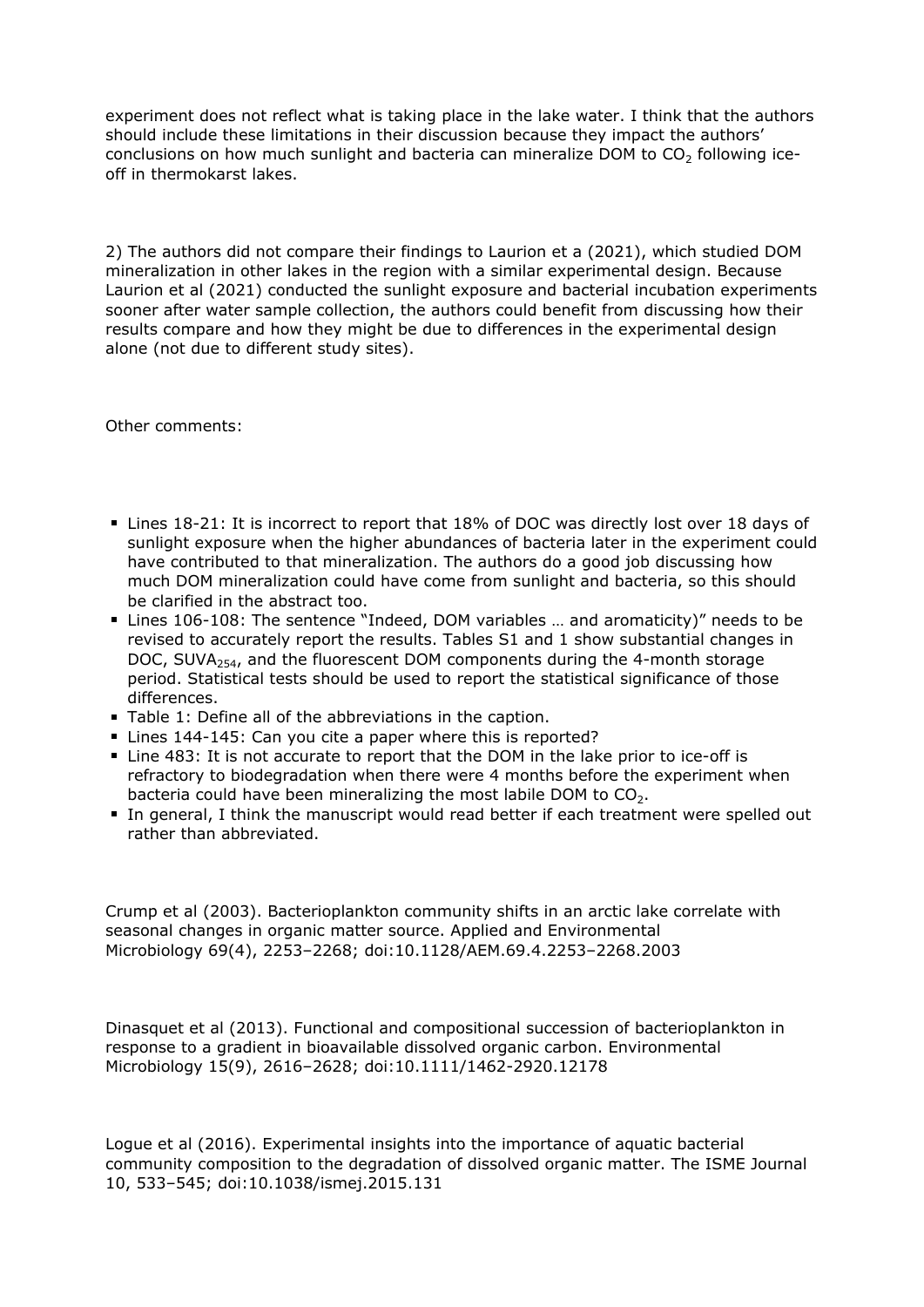experiment does not reflect what is taking place in the lake water. I think that the authors should include these limitations in their discussion because they impact the authors' conclusions on how much sunlight and bacteria can mineralize DOM to $CO_2$ following ice-off in thermokarst lakes.

2) The authors did not compare their findings to Laurion et a (2021), which studied DOM mineralization in other lakes in the region with a similar experimental design. Because Laurion et al (2021) conducted the sunlight exposure and bacterial incubation experiments sooner after water sample collection, the authors could benefit from discussing how their results compare and how they might be due to differences in the experimental design alone (not due to different study sites).

Other comments:

- Lines 18-21: It is incorrect to report that 18% of DOC was directly lost over 18 days of sunlight exposure when the higher abundances of bacteria later in the experiment could have contributed to that mineralization. The authors do a good job discussing how much DOM mineralization could have come from sunlight and bacteria, so this should be clarified in the abstract too.
- Lines 106-108: The sentence "Indeed, DOM variables … and aromaticity)" needs to be revised to accurately report the results. Tables S1 and 1 show substantial changes in DOC, $SUVA_{254}$, and the fluorescent DOM components during the 4-month storage period. Statistical tests should be used to report the statistical significance of those differences.
- Table 1: Define all of the abbreviations in the caption.
- Lines 144-145: Can you cite a paper where this is reported?
- Line 483: It is not accurate to report that the DOM in the lake prior to ice-off is refractory to biodegradation when there were 4 months before the experiment when bacteria could have been mineralizing the most labile DOM to $CO_2$.
- In general, I think the manuscript would read better if each treatment were spelled out rather than abbreviated.

Crump et al (2003). Bacterioplankton community shifts in an arctic lake correlate with seasonal changes in organic matter source. Applied and Environmental Microbiology 69(4), 2253–2268; doi:10.1128/AEM.69.4.2253–2268.2003

Dinasquet et al (2013). Functional and compositional succession of bacterioplankton in response to a gradient in bioavailable dissolved organic carbon. Environmental Microbiology 15(9), 2616–2628; doi:10.1111/1462-2920.12178

Logue et al (2016). Experimental insights into the importance of aquatic bacterial community composition to the degradation of dissolved organic matter. The ISME Journal 10, 533–545; doi:10.1038/ismej.2015.131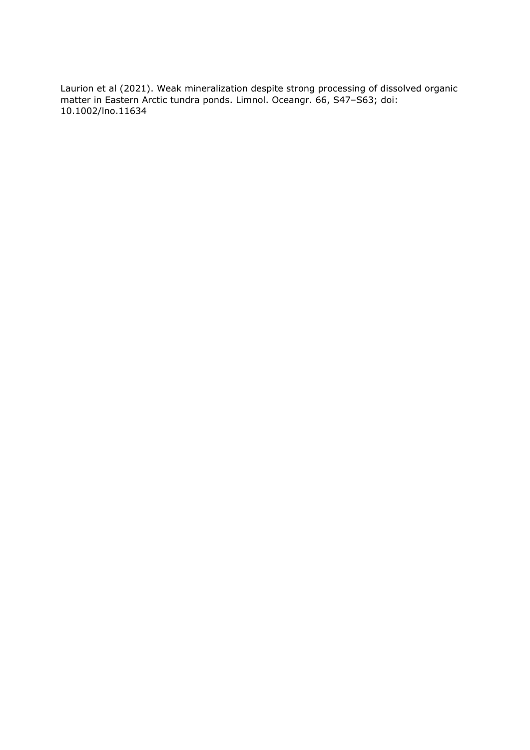Laurion et al (2021). Weak mineralization despite strong processing of dissolved organic matter in Eastern Arctic tundra ponds. Limnol. Oceangr. 66, S47–S63; doi: 10.1002/lno.11634